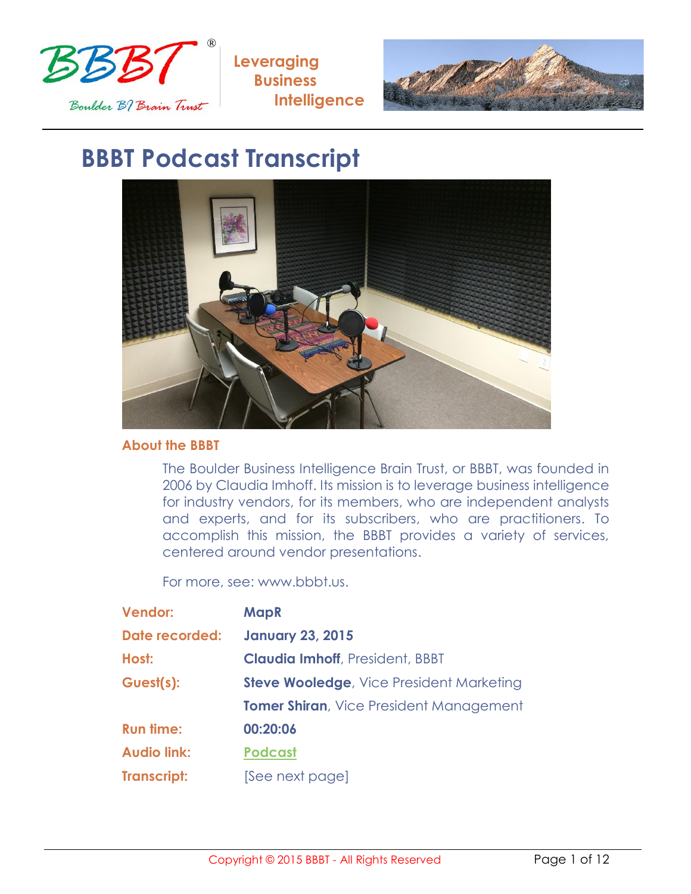BBBT®

Boulder BI Brain Trust

**Leveraging Business Intelligence**

# BBBT Podcast Transcript

## About the BBBT

The Boulder Business Intelligence Brain Trust, or BBBT, was founded in 2006 by Claudia Imhoff. Its mission is to leverage business intelligence for industry vendors, for its members, who are independent analysts and experts, and for its subscribers, who are practitioners. To accomplish this mission, the BBBT provides a variety of services, centered around vendor presentations.

For more, see: www.bbbt.us.

| | |
|---|---|
| **Vendor:** | **MapR** |
| **Date recorded:** | **January 23, 2015** |
| **Host:** | **Claudia Imhoff**, President, BBBT |
| **Guest(s):** | **Steve Wooledge**, Vice President Marketing |
| | **Tomer Shiran**, Vice President Management |
| **Run time:** | **00:20:06** |
| **Audio link:** | [Podcast] |
| **Transcript:** | [See next page] |

Copyright © 2015 BBBT - All Rights Reserved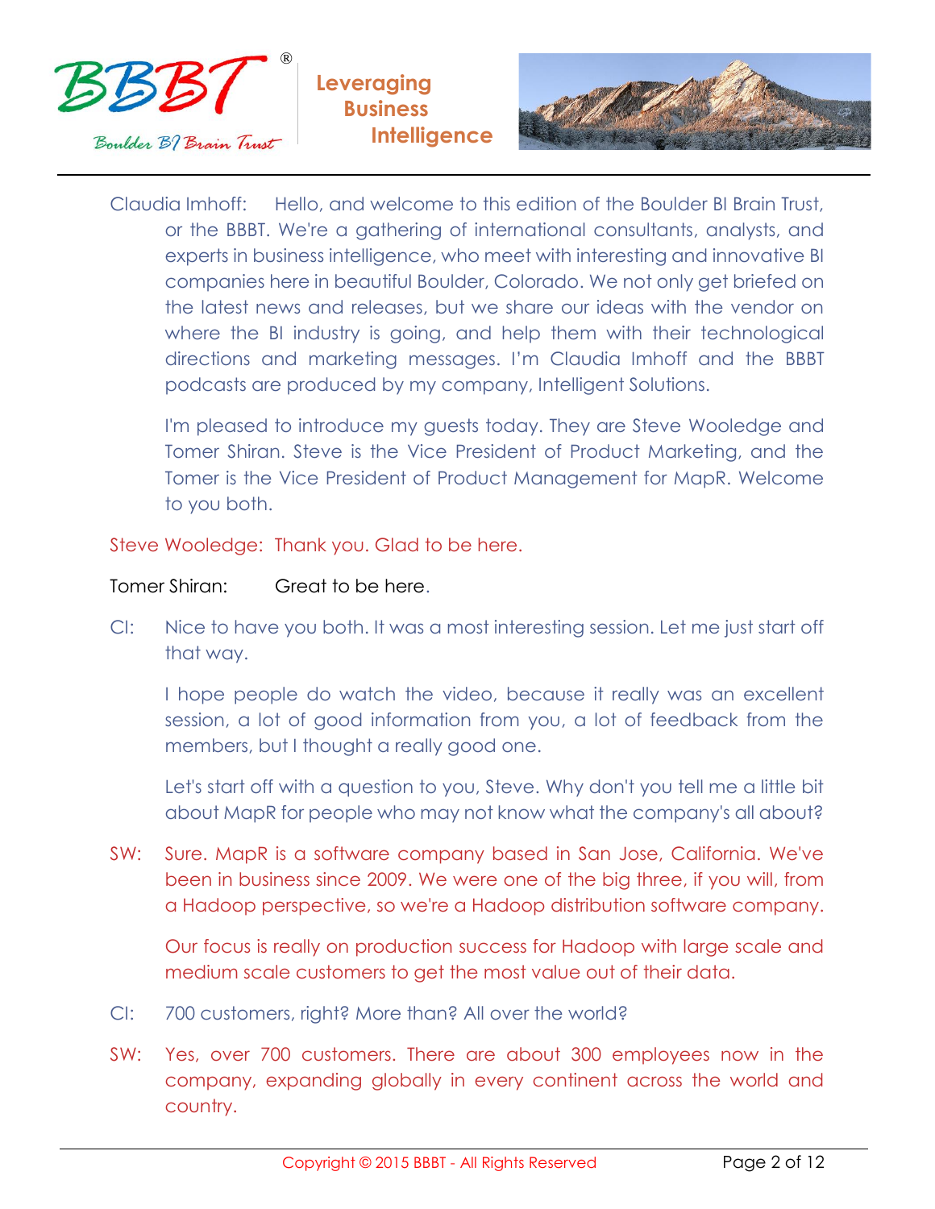Claudia Imhoff: Hello, and welcome to this edition of the Boulder BI Brain Trust, or the BBBT. We're a gathering of international consultants, analysts, and experts in business intelligence, who meet with interesting and innovative BI companies here in beautiful Boulder, Colorado. We not only get briefed on the latest news and releases, but we share our ideas with the vendor on where the BI industry is going, and help them with their technological directions and marketing messages. I'm Claudia Imhoff and the BBBT podcasts are produced by my company, Intelligent Solutions.

I'm pleased to introduce my guests today. They are Steve Wooledge and Tomer Shiran. Steve is the Vice President of Product Marketing, and the Tomer is the Vice President of Product Management for MapR. Welcome to you both.

Steve Wooledge: Thank you. Glad to be here.

Tomer Shiran: Great to be here.

CI: Nice to have you both. It was a most interesting session. Let me just start off that way.

I hope people do watch the video, because it really was an excellent session, a lot of good information from you, a lot of feedback from the members, but I thought a really good one.

Let's start off with a question to you, Steve. Why don't you tell me a little bit about MapR for people who may not know what the company's all about?

SW: Sure. MapR is a software company based in San Jose, California. We've been in business since 2009. We were one of the big three, if you will, from a Hadoop perspective, so we're a Hadoop distribution software company.

Our focus is really on production success for Hadoop with large scale and medium scale customers to get the most value out of their data.

CI: 700 customers, right? More than? All over the world?

SW: Yes, over 700 customers. There are about 300 employees now in the company, expanding globally in every continent across the world and country.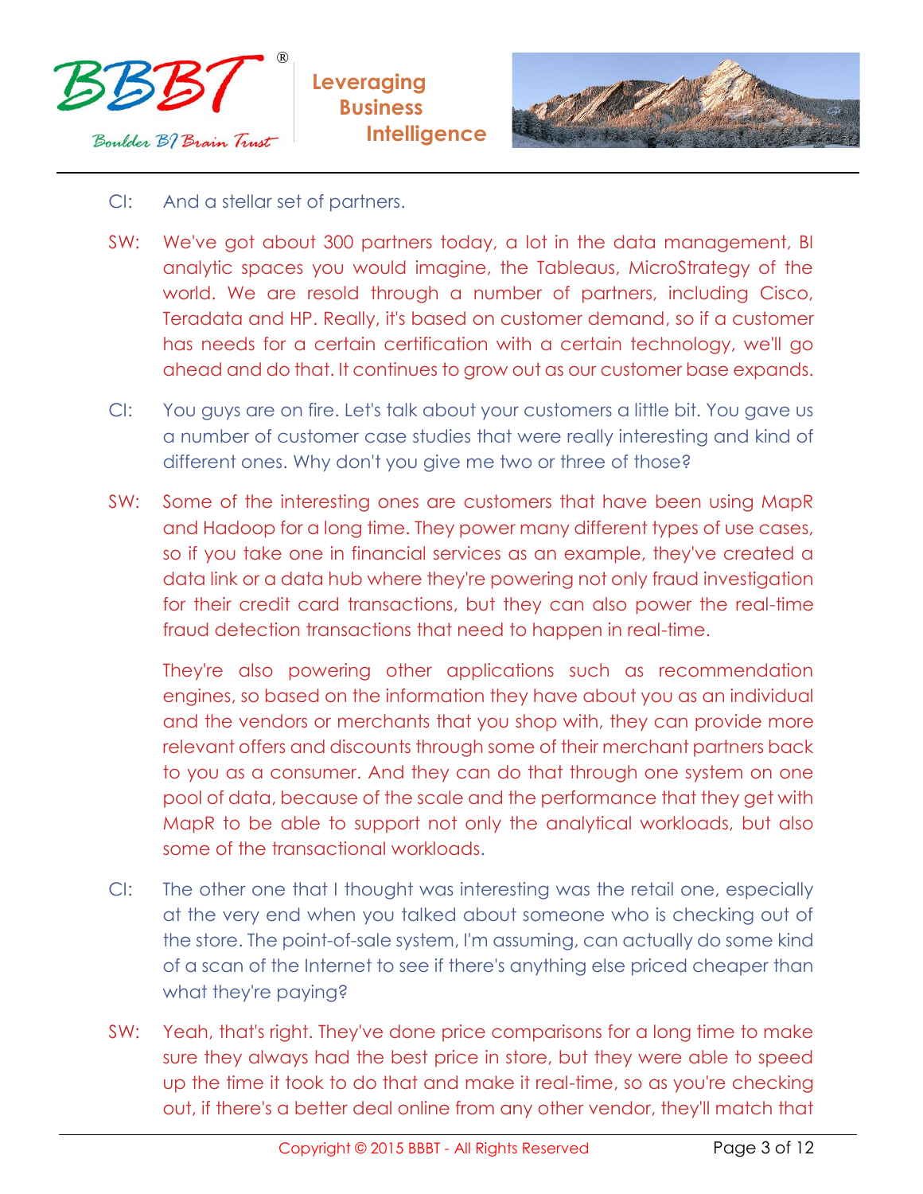CI: And a stellar set of partners.

SW: We've got about 300 partners today, a lot in the data management, BI analytic spaces you would imagine, the Tableaus, MicroStrategy of the world. We are resold through a number of partners, including Cisco, Teradata and HP. Really, it's based on customer demand, so if a customer has needs for a certain certification with a certain technology, we'll go ahead and do that. It continues to grow out as our customer base expands.

CI: You guys are on fire. Let's talk about your customers a little bit. You gave us a number of customer case studies that were really interesting and kind of different ones. Why don't you give me two or three of those?

SW: Some of the interesting ones are customers that have been using MapR and Hadoop for a long time. They power many different types of use cases, so if you take one in financial services as an example, they've created a data link or a data hub where they're powering not only fraud investigation for their credit card transactions, but they can also power the real-time fraud detection transactions that need to happen in real-time.

They're also powering other applications such as recommendation engines, so based on the information they have about you as an individual and the vendors or merchants that you shop with, they can provide more relevant offers and discounts through some of their merchant partners back to you as a consumer. And they can do that through one system on one pool of data, because of the scale and the performance that they get with MapR to be able to support not only the analytical workloads, but also some of the transactional workloads.

CI: The other one that I thought was interesting was the retail one, especially at the very end when you talked about someone who is checking out of the store. The point-of-sale system, I'm assuming, can actually do some kind of a scan of the Internet to see if there's anything else priced cheaper than what they're paying?

SW: Yeah, that's right. They've done price comparisons for a long time to make sure they always had the best price in store, but they were able to speed up the time it took to do that and make it real-time, so as you're checking out, if there's a better deal online from any other vendor, they'll match that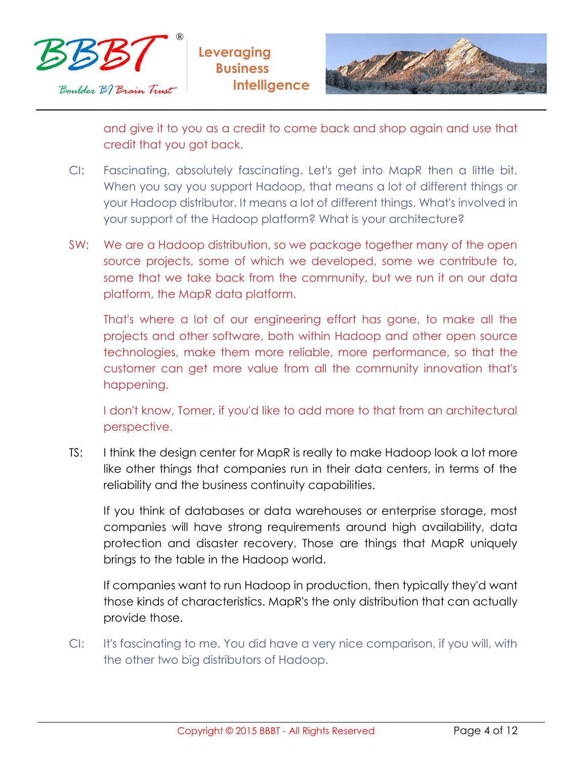and give it to you as a credit to come back and shop again and use that credit that you got back.

CI: Fascinating, absolutely fascinating. Let's get into MapR then a little bit. When you say you support Hadoop, that means a lot of different things or your Hadoop distributor. It means a lot of different things. What's involved in your support of the Hadoop platform? What is your architecture?

SW: We are a Hadoop distribution, so we package together many of the open source projects, some of which we developed, some we contribute to, some that we take back from the community, but we run it on our data platform, the MapR data platform.

That's where a lot of our engineering effort has gone, to make all the projects and other software, both within Hadoop and other open source technologies, make them more reliable, more performance, so that the customer can get more value from all the community innovation that's happening.

I don't know, Tomer, if you'd like to add more to that from an architectural perspective.

TS: I think the design center for MapR is really to make Hadoop look a lot more like other things that companies run in their data centers, in terms of the reliability and the business continuity capabilities.

If you think of databases or data warehouses or enterprise storage, most companies will have strong requirements around high availability, data protection and disaster recovery. Those are things that MapR uniquely brings to the table in the Hadoop world.

If companies want to run Hadoop in production, then typically they'd want those kinds of characteristics. MapR's the only distribution that can actually provide those.

CI: It's fascinating to me. You did have a very nice comparison, if you will, with the other two big distributors of Hadoop.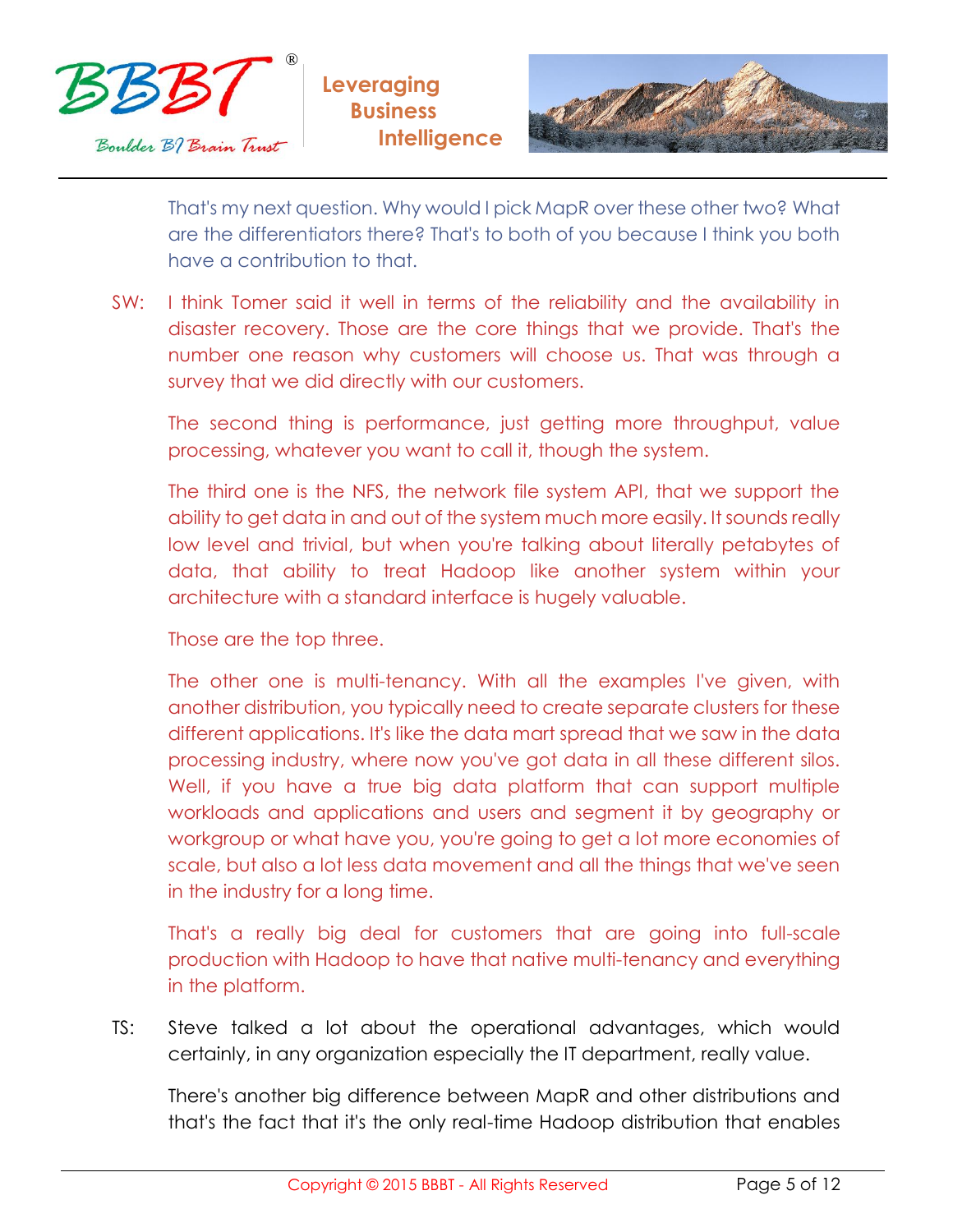That's my next question. Why would I pick MapR over these other two? What are the differentiators there? That's to both of you because I think you both have a contribution to that.

SW: I think Tomer said it well in terms of the reliability and the availability in disaster recovery. Those are the core things that we provide. That's the number one reason why customers will choose us. That was through a survey that we did directly with our customers.

The second thing is performance, just getting more throughput, value processing, whatever you want to call it, though the system.

The third one is the NFS, the network file system API, that we support the ability to get data in and out of the system much more easily. It sounds really low level and trivial, but when you're talking about literally petabytes of data, that ability to treat Hadoop like another system within your architecture with a standard interface is hugely valuable.

Those are the top three.

The other one is multi-tenancy. With all the examples I've given, with another distribution, you typically need to create separate clusters for these different applications. It's like the data mart spread that we saw in the data processing industry, where now you've got data in all these different silos. Well, if you have a true big data platform that can support multiple workloads and applications and users and segment it by geography or workgroup or what have you, you're going to get a lot more economies of scale, but also a lot less data movement and all the things that we've seen in the industry for a long time.

That's a really big deal for customers that are going into full-scale production with Hadoop to have that native multi-tenancy and everything in the platform.

TS: Steve talked a lot about the operational advantages, which would certainly, in any organization especially the IT department, really value.

There's another big difference between MapR and other distributions and that's the fact that it's the only real-time Hadoop distribution that enables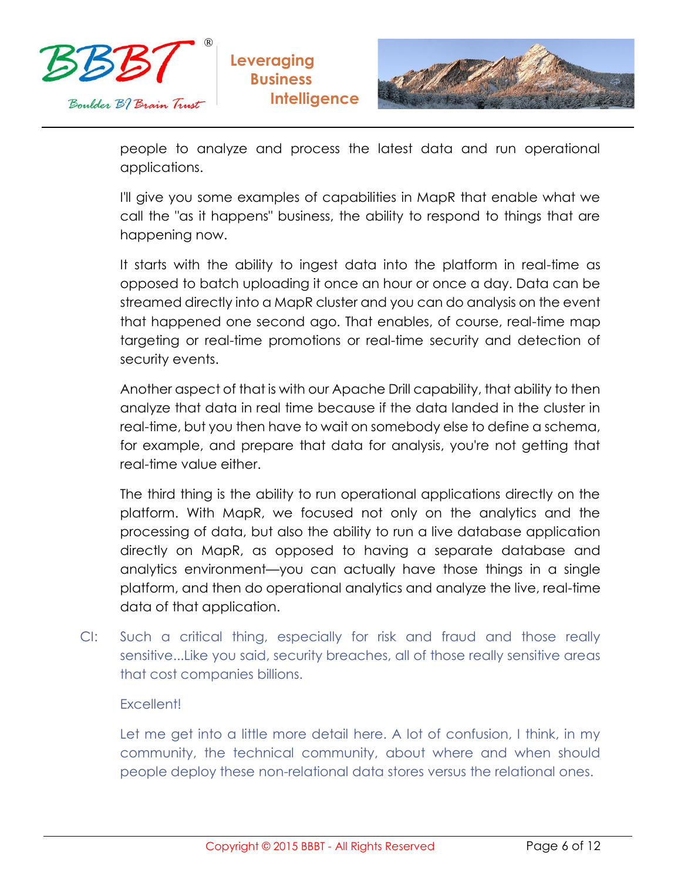people to analyze and process the latest data and run operational applications.

I'll give you some examples of capabilities in MapR that enable what we call the "as it happens" business, the ability to respond to things that are happening now.

It starts with the ability to ingest data into the platform in real-time as opposed to batch uploading it once an hour or once a day. Data can be streamed directly into a MapR cluster and you can do analysis on the event that happened one second ago. That enables, of course, real-time map targeting or real-time promotions or real-time security and detection of security events.

Another aspect of that is with our Apache Drill capability, that ability to then analyze that data in real time because if the data landed in the cluster in real-time, but you then have to wait on somebody else to define a schema, for example, and prepare that data for analysis, you're not getting that real-time value either.

The third thing is the ability to run operational applications directly on the platform. With MapR, we focused not only on the analytics and the processing of data, but also the ability to run a live database application directly on MapR, as opposed to having a separate database and analytics environment—you can actually have those things in a single platform, and then do operational analytics and analyze the live, real-time data of that application.

CI: Such a critical thing, especially for risk and fraud and those really sensitive...Like you said, security breaches, all of those really sensitive areas that cost companies billions.

Excellent!

Let me get into a little more detail here. A lot of confusion, I think, in my community, the technical community, about where and when should people deploy these non-relational data stores versus the relational ones.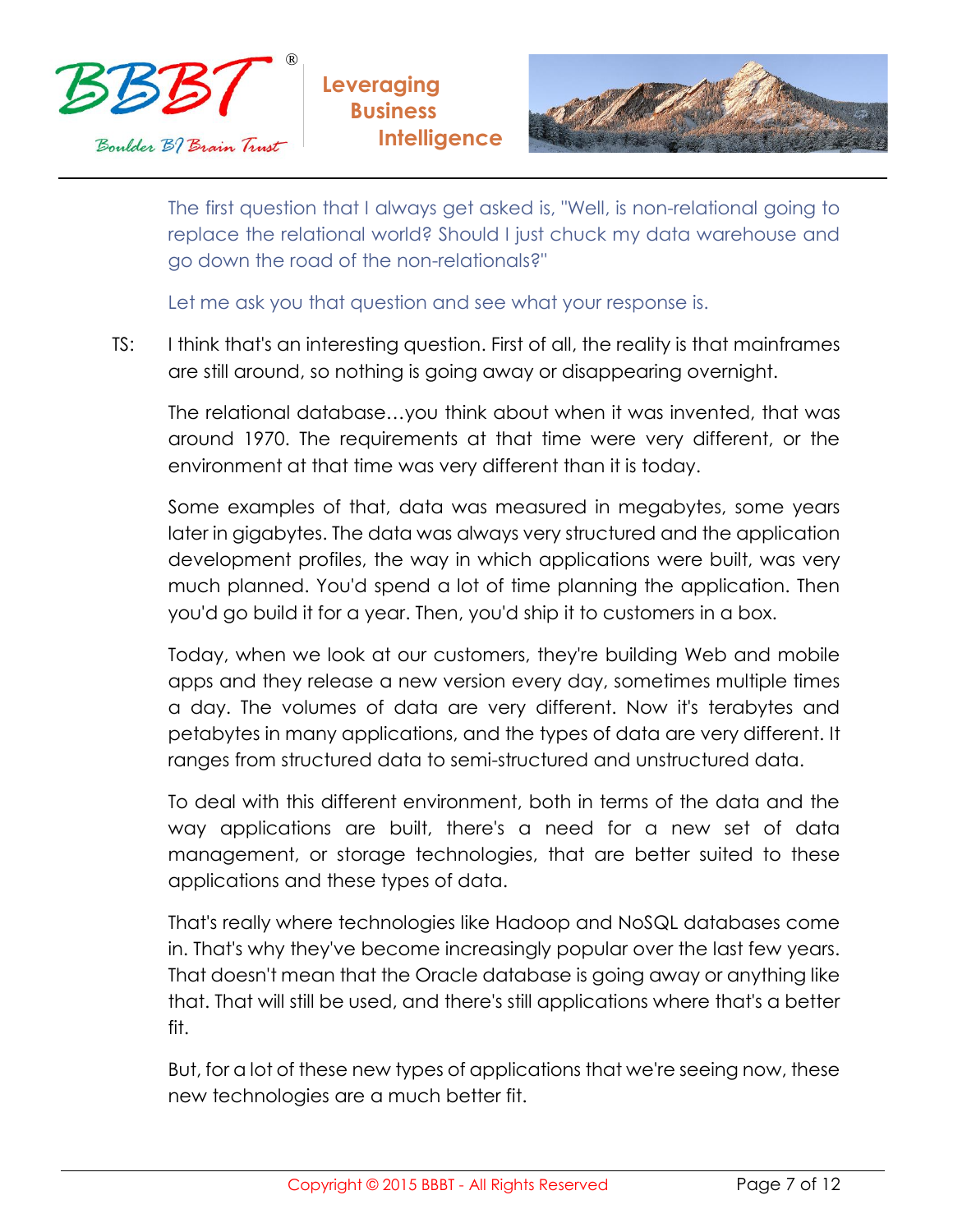The first question that I always get asked is, "Well, is non-relational going to replace the relational world? Should I just chuck my data warehouse and go down the road of the non-relationals?"

Let me ask you that question and see what your response is.

TS: I think that's an interesting question. First of all, the reality is that mainframes are still around, so nothing is going away or disappearing overnight.

The relational database…you think about when it was invented, that was around 1970. The requirements at that time were very different, or the environment at that time was very different than it is today.

Some examples of that, data was measured in megabytes, some years later in gigabytes. The data was always very structured and the application development profiles, the way in which applications were built, was very much planned. You'd spend a lot of time planning the application. Then you'd go build it for a year. Then, you'd ship it to customers in a box.

Today, when we look at our customers, they're building Web and mobile apps and they release a new version every day, sometimes multiple times a day. The volumes of data are very different. Now it's terabytes and petabytes in many applications, and the types of data are very different. It ranges from structured data to semi-structured and unstructured data.

To deal with this different environment, both in terms of the data and the way applications are built, there's a need for a new set of data management, or storage technologies, that are better suited to these applications and these types of data.

That's really where technologies like Hadoop and NoSQL databases come in. That's why they've become increasingly popular over the last few years. That doesn't mean that the Oracle database is going away or anything like that. That will still be used, and there's still applications where that's a better fit.

But, for a lot of these new types of applications that we're seeing now, these new technologies are a much better fit.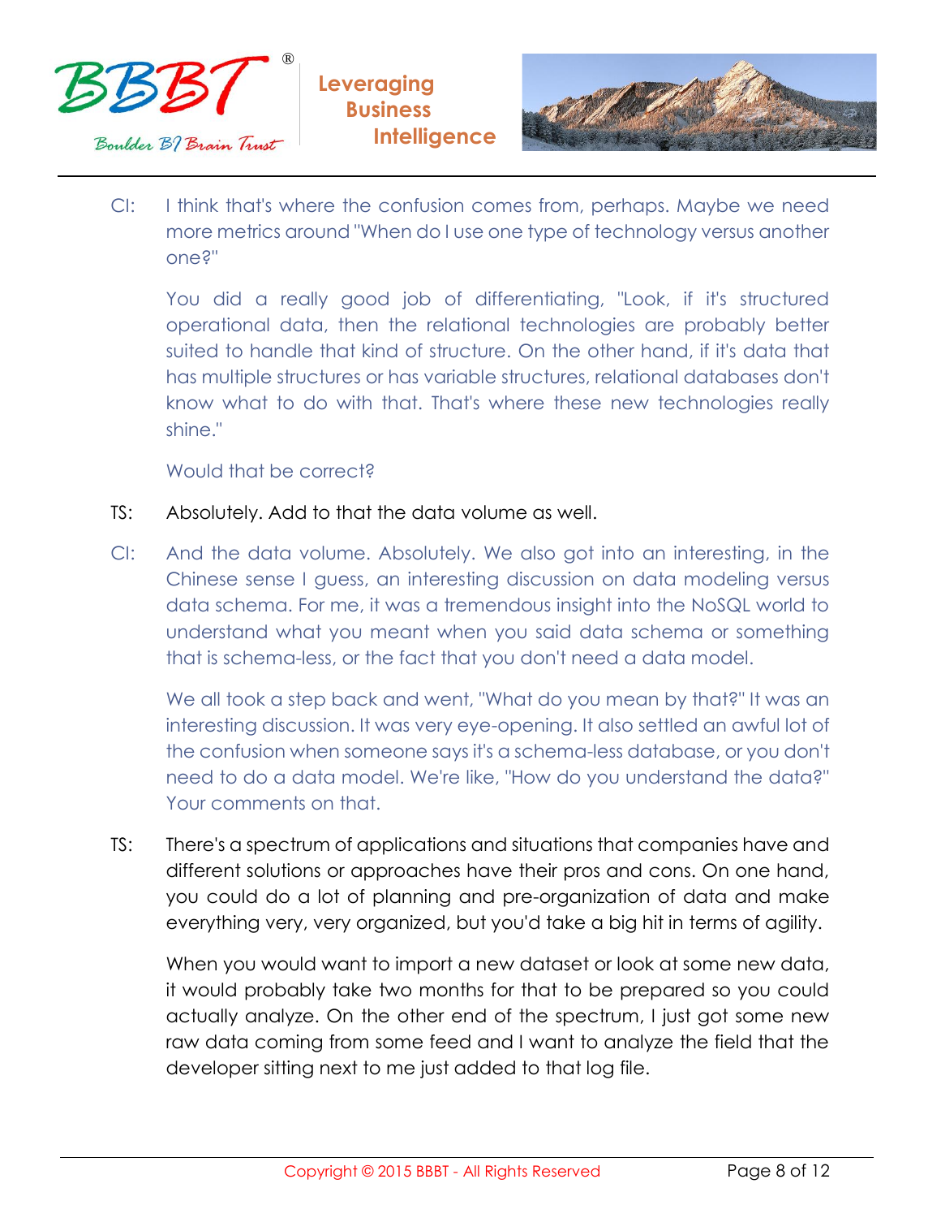CI: I think that's where the confusion comes from, perhaps. Maybe we need more metrics around "When do I use one type of technology versus another one?"

You did a really good job of differentiating, "Look, if it's structured operational data, then the relational technologies are probably better suited to handle that kind of structure. On the other hand, if it's data that has multiple structures or has variable structures, relational databases don't know what to do with that. That's where these new technologies really shine."

Would that be correct?

TS: Absolutely. Add to that the data volume as well.

CI: And the data volume. Absolutely. We also got into an interesting, in the Chinese sense I guess, an interesting discussion on data modeling versus data schema. For me, it was a tremendous insight into the NoSQL world to understand what you meant when you said data schema or something that is schema-less, or the fact that you don't need a data model.

We all took a step back and went, "What do you mean by that?" It was an interesting discussion. It was very eye-opening. It also settled an awful lot of the confusion when someone says it's a schema-less database, or you don't need to do a data model. We're like, "How do you understand the data?" Your comments on that.

TS: There's a spectrum of applications and situations that companies have and different solutions or approaches have their pros and cons. On one hand, you could do a lot of planning and pre-organization of data and make everything very, very organized, but you'd take a big hit in terms of agility.

When you would want to import a new dataset or look at some new data, it would probably take two months for that to be prepared so you could actually analyze. On the other end of the spectrum, I just got some new raw data coming from some feed and I want to analyze the field that the developer sitting next to me just added to that log file.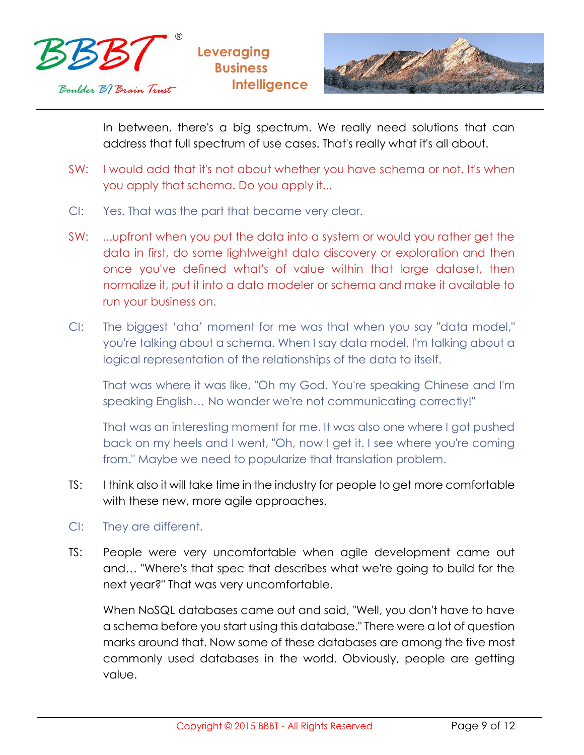In between, there's a big spectrum. We really need solutions that can address that full spectrum of use cases. That's really what it's all about.

SW: I would add that it's not about whether you have schema or not. It's when you apply that schema. Do you apply it...

CI: Yes. That was the part that became very clear.

SW: ...upfront when you put the data into a system or would you rather get the data in first, do some lightweight data discovery or exploration and then once you've defined what's of value within that large dataset, then normalize it, put it into a data modeler or schema and make it available to run your business on.

CI: The biggest 'aha' moment for me was that when you say "data model," you're talking about a schema. When I say data model, I'm talking about a logical representation of the relationships of the data to itself.

That was where it was like, "Oh my God. You're speaking Chinese and I'm speaking English… No wonder we're not communicating correctly!"

That was an interesting moment for me. It was also one where I got pushed back on my heels and I went, "Oh, now I get it. I see where you're coming from." Maybe we need to popularize that translation problem.

TS: I think also it will take time in the industry for people to get more comfortable with these new, more agile approaches.

CI: They are different.

TS: People were very uncomfortable when agile development came out and… "Where's that spec that describes what we're going to build for the next year?" That was very uncomfortable.

When NoSQL databases came out and said, "Well, you don't have to have a schema before you start using this database." There were a lot of question marks around that. Now some of these databases are among the five most commonly used databases in the world. Obviously, people are getting value.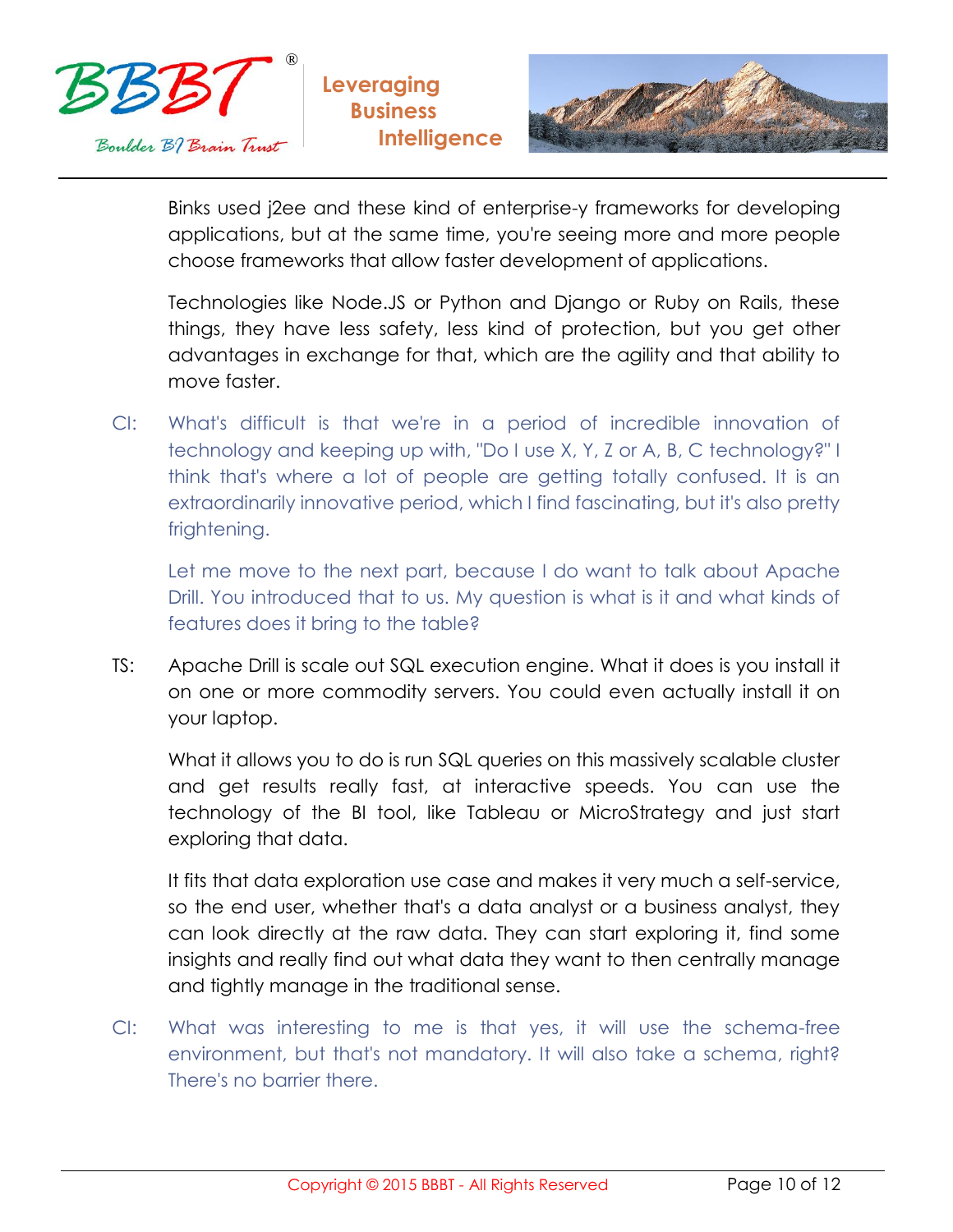Binks used j2ee and these kind of enterprise-y frameworks for developing applications, but at the same time, you're seeing more and more people choose frameworks that allow faster development of applications.

Technologies like Node.JS or Python and Django or Ruby on Rails, these things, they have less safety, less kind of protection, but you get other advantages in exchange for that, which are the agility and that ability to move faster.

CI: What's difficult is that we're in a period of incredible innovation of technology and keeping up with, "Do I use X, Y, Z or A, B, C technology?" I think that's where a lot of people are getting totally confused. It is an extraordinarily innovative period, which I find fascinating, but it's also pretty frightening.

Let me move to the next part, because I do want to talk about Apache Drill. You introduced that to us. My question is what is it and what kinds of features does it bring to the table?

TS: Apache Drill is scale out SQL execution engine. What it does is you install it on one or more commodity servers. You could even actually install it on your laptop.

What it allows you to do is run SQL queries on this massively scalable cluster and get results really fast, at interactive speeds. You can use the technology of the BI tool, like Tableau or MicroStrategy and just start exploring that data.

It fits that data exploration use case and makes it very much a self-service, so the end user, whether that's a data analyst or a business analyst, they can look directly at the raw data. They can start exploring it, find some insights and really find out what data they want to then centrally manage and tightly manage in the traditional sense.

CI: What was interesting to me is that yes, it will use the schema-free environment, but that's not mandatory. It will also take a schema, right? There's no barrier there.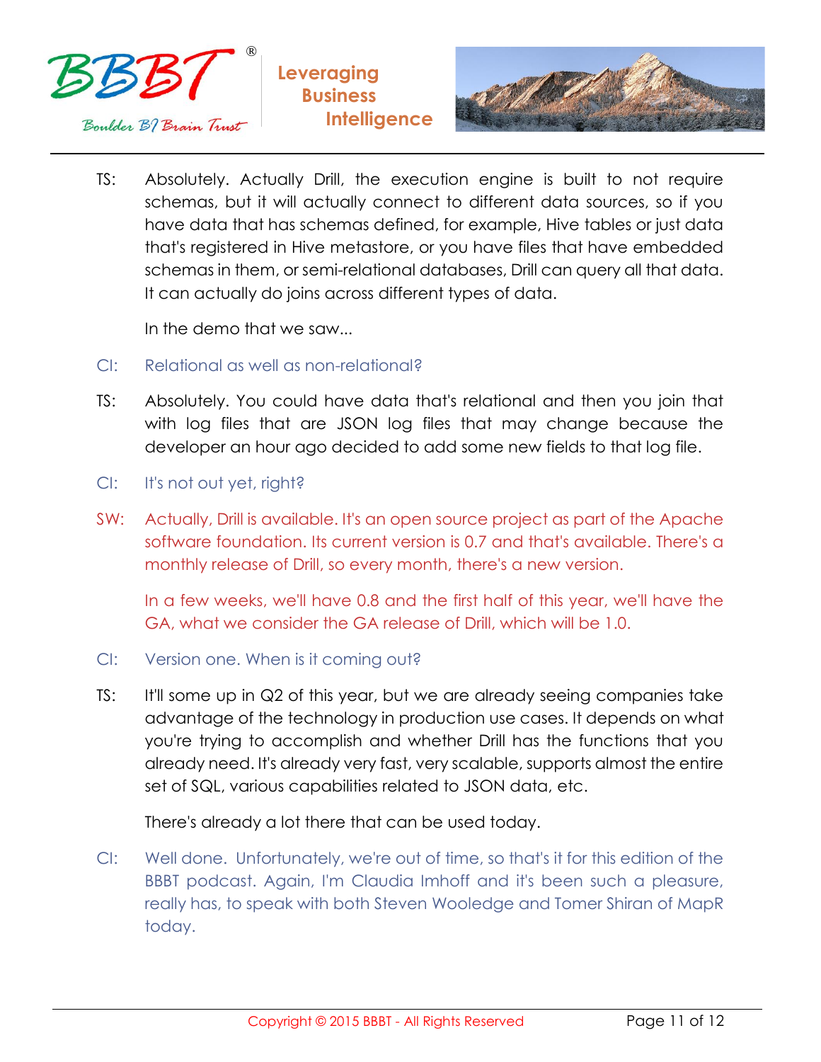TS: Absolutely. Actually Drill, the execution engine is built to not require schemas, but it will actually connect to different data sources, so if you have data that has schemas defined, for example, Hive tables or just data that's registered in Hive metastore, or you have files that have embedded schemas in them, or semi-relational databases, Drill can query all that data. It can actually do joins across different types of data.

In the demo that we saw...

CI: Relational as well as non-relational?

TS: Absolutely. You could have data that's relational and then you join that with log files that are JSON log files that may change because the developer an hour ago decided to add some new fields to that log file.

CI: It's not out yet, right?

SW: Actually, Drill is available. It's an open source project as part of the Apache software foundation. Its current version is 0.7 and that's available. There's a monthly release of Drill, so every month, there's a new version.

In a few weeks, we'll have 0.8 and the first half of this year, we'll have the GA, what we consider the GA release of Drill, which will be 1.0.

CI: Version one. When is it coming out?

TS: It'll some up in Q2 of this year, but we are already seeing companies take advantage of the technology in production use cases. It depends on what you're trying to accomplish and whether Drill has the functions that you already need. It's already very fast, very scalable, supports almost the entire set of SQL, various capabilities related to JSON data, etc.

There's already a lot there that can be used today.

CI: Well done. Unfortunately, we're out of time, so that's it for this edition of the BBBT podcast. Again, I'm Claudia Imhoff and it's been such a pleasure, really has, to speak with both Steven Wooledge and Tomer Shiran of MapR today.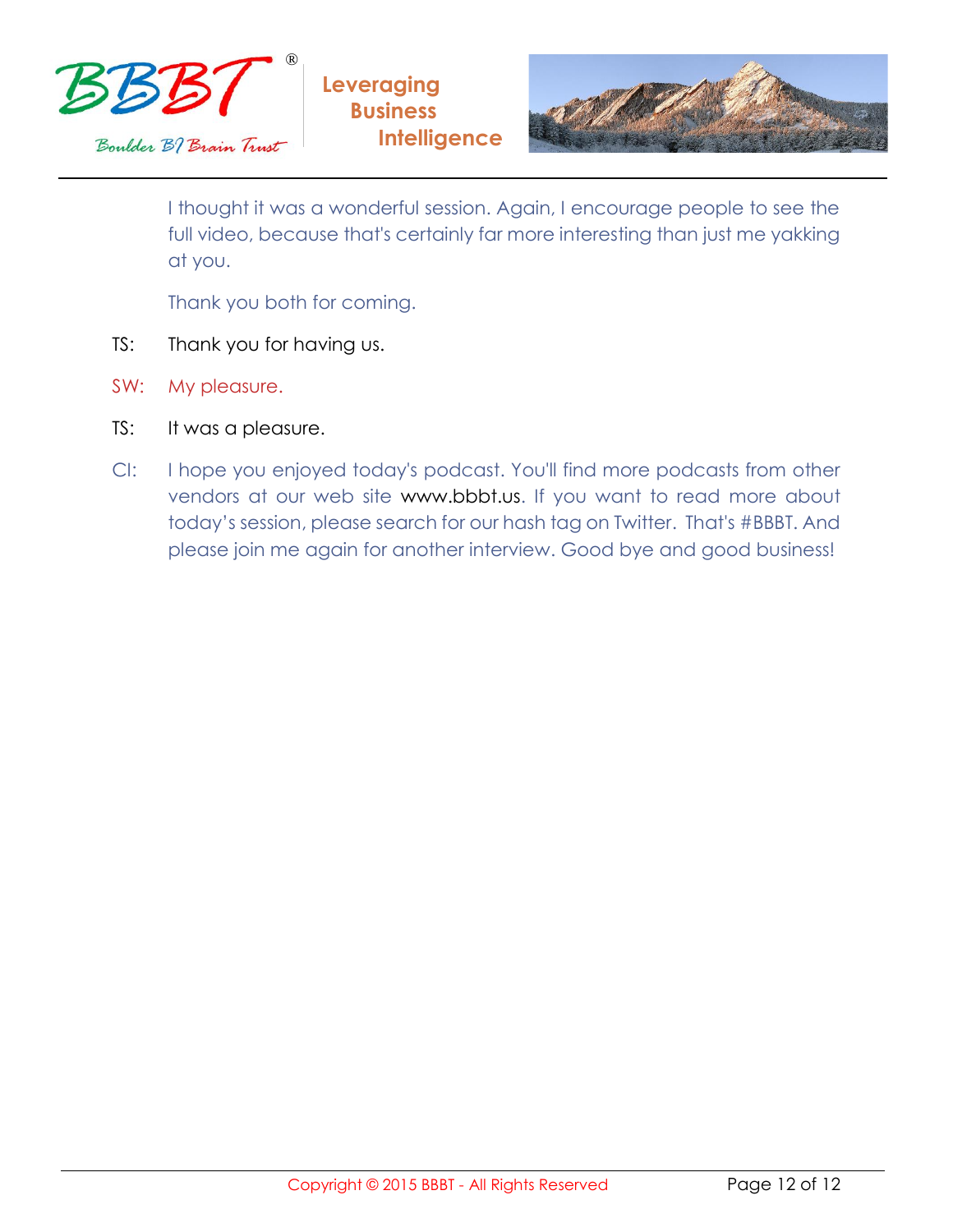I thought it was a wonderful session. Again, I encourage people to see the full video, because that's certainly far more interesting than just me yakking at you.

Thank you both for coming.

TS: Thank you for having us.

SW: My pleasure.

TS: It was a pleasure.

CI: I hope you enjoyed today's podcast. You'll find more podcasts from other vendors at our web site www.bbbt.us. If you want to read more about today's session, please search for our hash tag on Twitter. That's #BBBT. And please join me again for another interview. Good bye and good business!